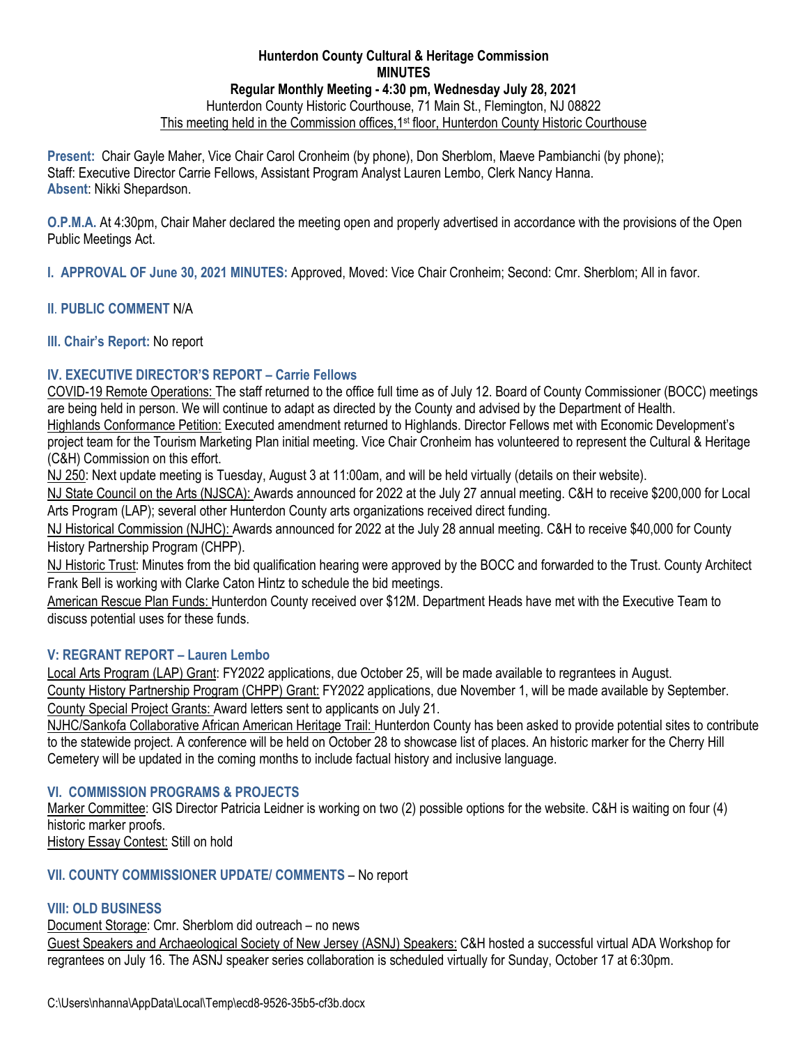# Hunterdon County Cultural & Heritage Commission
## MINUTES
### Regular Monthly Meeting - 4:30 pm, Wednesday July 28, 2021

Hunterdon County Historic Courthouse, 71 Main St., Flemington, NJ 08822

This meeting held in the Commission offices, 1st floor, Hunterdon County Historic Courthouse

**Present:** Chair Gayle Maher, Vice Chair Carol Cronheim (by phone), Don Sherblom, Maeve Pambianchi (by phone); Staff: Executive Director Carrie Fellows, Assistant Program Analyst Lauren Lembo, Clerk Nancy Hanna.
**Absent**: Nikki Shepardson.

**O.P.M.A.** At 4:30pm, Chair Maher declared the meeting open and properly advertised in accordance with the provisions of the Open Public Meetings Act.

**I. APPROVAL OF June 30, 2021 MINUTES:** Approved, Moved: Vice Chair Cronheim; Second: Cmr. Sherblom; All in favor.

**II. PUBLIC COMMENT** N/A

**III. Chair's Report:** No report

**IV. EXECUTIVE DIRECTOR'S REPORT – Carrie Fellows**

COVID-19 Remote Operations: The staff returned to the office full time as of July 12. Board of County Commissioner (BOCC) meetings are being held in person. We will continue to adapt as directed by the County and advised by the Department of Health.

Highlands Conformance Petition: Executed amendment returned to Highlands. Director Fellows met with Economic Development's project team for the Tourism Marketing Plan initial meeting. Vice Chair Cronheim has volunteered to represent the Cultural & Heritage (C&H) Commission on this effort.

NJ 250: Next update meeting is Tuesday, August 3 at 11:00am, and will be held virtually (details on their website).

NJ State Council on the Arts (NJSCA): Awards announced for 2022 at the July 27 annual meeting. C&H to receive $200,000 for Local Arts Program (LAP); several other Hunterdon County arts organizations received direct funding.

NJ Historical Commission (NJHC): Awards announced for 2022 at the July 28 annual meeting. C&H to receive $40,000 for County History Partnership Program (CHPP).

NJ Historic Trust: Minutes from the bid qualification hearing were approved by the BOCC and forwarded to the Trust. County Architect Frank Bell is working with Clarke Caton Hintz to schedule the bid meetings.

American Rescue Plan Funds: Hunterdon County received over $12M. Department Heads have met with the Executive Team to discuss potential uses for these funds.

**V: REGRANT REPORT – Lauren Lembo**

Local Arts Program (LAP) Grant: FY2022 applications, due October 25, will be made available to regrantees in August.

County History Partnership Program (CHPP) Grant: FY2022 applications, due November 1, will be made available by September.

County Special Project Grants: Award letters sent to applicants on July 21.

NJHC/Sankofa Collaborative African American Heritage Trail: Hunterdon County has been asked to provide potential sites to contribute to the statewide project. A conference will be held on October 28 to showcase list of places. An historic marker for the Cherry Hill Cemetery will be updated in the coming months to include factual history and inclusive language.

**VI. COMMISSION PROGRAMS & PROJECTS**

Marker Committee: GIS Director Patricia Leidner is working on two (2) possible options for the website. C&H is waiting on four (4) historic marker proofs.

History Essay Contest: Still on hold

**VII. COUNTY COMMISSIONER UPDATE/ COMMENTS** – No report

**VIII: OLD BUSINESS**

Document Storage: Cmr. Sherblom did outreach – no news

Guest Speakers and Archaeological Society of New Jersey (ASNJ) Speakers: C&H hosted a successful virtual ADA Workshop for regrantees on July 16. The ASNJ speaker series collaboration is scheduled virtually for Sunday, October 17 at 6:30pm.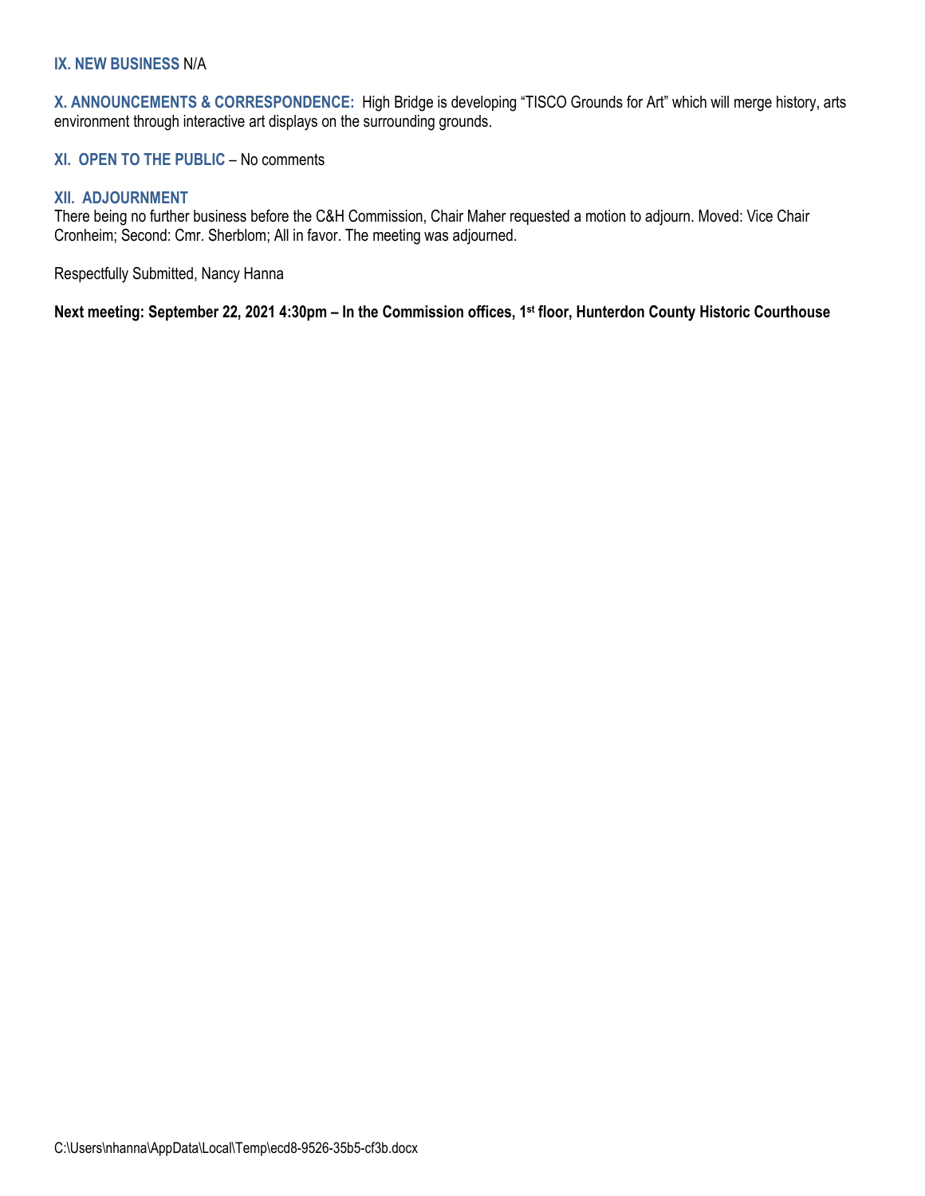**IX. NEW BUSINESS** N/A

**X. ANNOUNCEMENTS & CORRESPONDENCE:** High Bridge is developing "TISCO Grounds for Art" which will merge history, arts environment through interactive art displays on the surrounding grounds.

**XI. OPEN TO THE PUBLIC** – No comments

**XII. ADJOURNMENT**

There being no further business before the C&H Commission, Chair Maher requested a motion to adjourn. Moved: Vice Chair Cronheim; Second: Cmr. Sherblom; All in favor. The meeting was adjourned.

Respectfully Submitted, Nancy Hanna

**Next meeting: September 22, 2021 4:30pm – In the Commission offices, 1st floor, Hunterdon County Historic Courthouse**

C:\Users\nhanna\AppData\Local\Temp\ecd8-9526-35b5-cf3b.docx